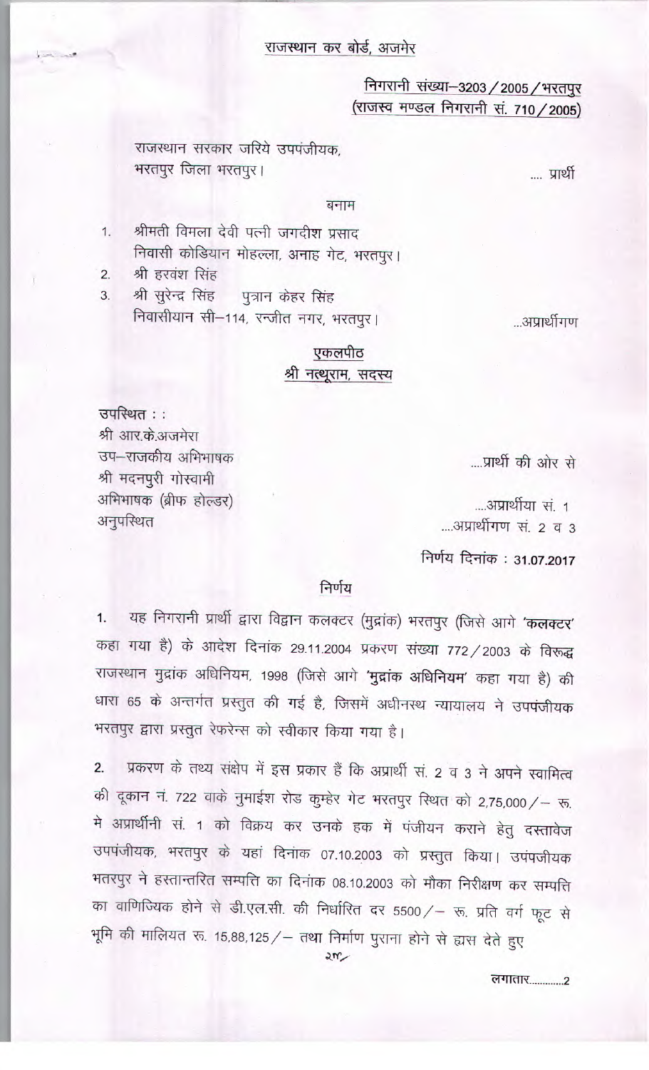## राजस्थान कर बोर्ड, अजमेर

**निगरानी संख्या–3203 / 2005 / भरतपुर**
**(राजस्व मण्डल निगरानी सं. 710 / 2005)**

राजस्थान सरकार जरिये उपपंजीयक,
भरतपुर जिला भरतपुर। .... प्रार्थी

बनाम

1. श्रीमती विमला देवी पत्नी जगदीश प्रसाद
   निवासी कोडियान मोहल्ला, अनाह गेट, भरतपुर।
2. श्री हरवंश सिंह
3. श्री सुरेन्द्र सिंह पुत्रान केहर सिंह
   निवासीयान सी–114, रन्जीत नगर, भरतपुर। ...अप्रार्थीगण

### एकलपीठ
### श्री नत्थूराम, सदस्य

**उपस्थित ::**

श्री आर.के.अजमेरा
उप–राजकीय अभिभाषक ....प्रार्थी की ओर से
श्री मदनपुरी गोस्वामी
अभिभाषक (ब्रीफ होल्डर) ....अप्रार्थीया सं. 1
अनुपस्थित ....अप्रार्थीगण सं. 2 व 3

**निर्णय दिनांक : 31.07.2017**

### निर्णय

1. यह निगरानी प्रार्थी द्वारा विद्वान कलक्टर (मुद्रांक) भरतपुर (जिसे आगे **'कलक्टर'** कहा गया है) के आदेश दिनांक 29.11.2004 प्रकरण संख्या 772 / 2003 के विरूद्ध राजस्थान मुद्रांक अधिनियम, 1998 (जिसे आगे **'मुद्रांक अधिनियम'** कहा गया है) की धारा 65 के अन्तर्गत प्रस्तुत की गई है, जिसमें अधीनस्थ न्यायालय ने उपपंजीयक भरतपुर द्वारा प्रस्तुत रेफरेन्स को स्वीकार किया गया है।

2. प्रकरण के तथ्य संक्षेप में इस प्रकार हैं कि अप्रार्थी सं. 2 व 3 ने अपने स्वामित्व की दूकान नं. 722 वाके नुमाईश रोड कुम्हेर गेट भरतपुर स्थित को 2,75,000 / – रू. मे अप्रार्थीनी सं. 1 को विक्रय कर उनके हक में पंजीयन कराने हेतु दस्तावेज उपपंजीयक, भरतपुर के यहां दिनांक 07.10.2003 को प्रस्तुत किया। उपपंजीयक भतरपुर ने हस्तान्तरित सम्पत्ति का दिनांक 08.10.2003 को मौका निरीक्षण कर सम्पत्ति का वाणिज्यिक होने से डी.एल.सी. की निर्धारित दर 5500 / – रू. प्रति वर्ग फूट से भूमि की मालियत रू. 15,88,125 / – तथा निर्माण पुराना होने से ह्रास देते हुए

लगातार............2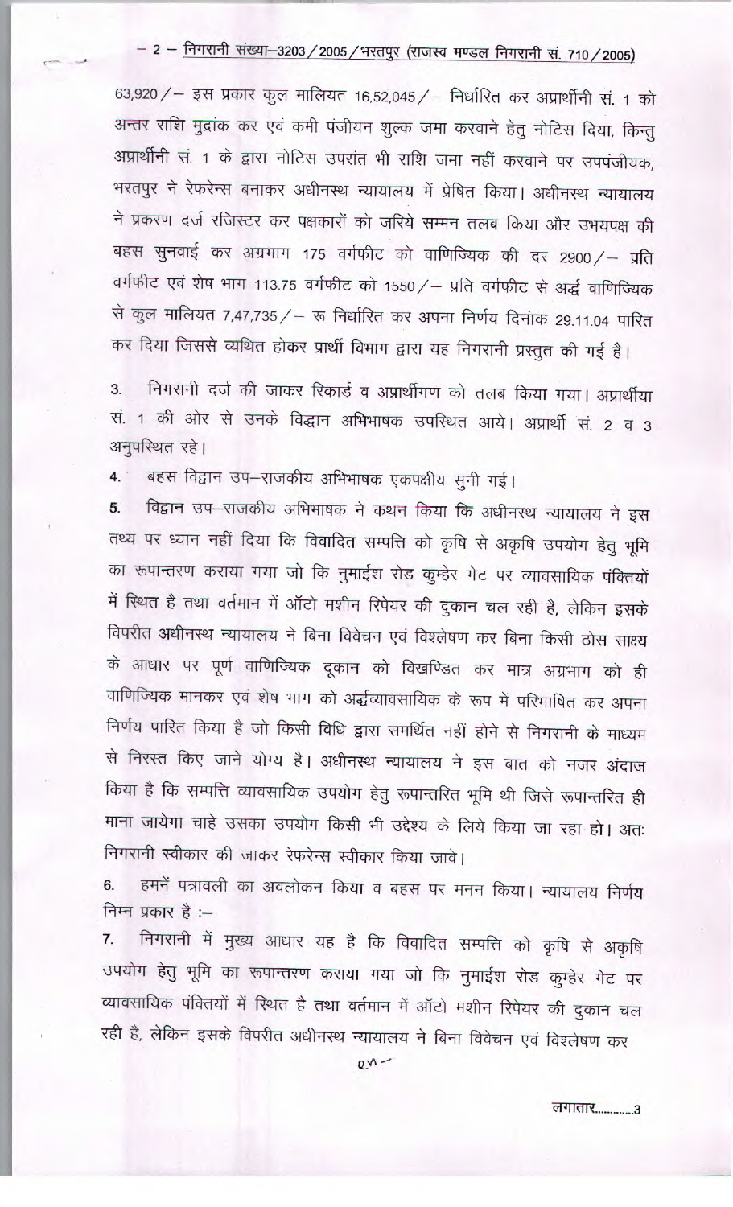63,920/– इस प्रकार कुल मालियत 16,52,045/– निर्धारित कर अप्रार्थीनी सं. 1 को अन्तर राशि मुद्रांक कर एवं कमी पंजीयन शुल्क जमा करवाने हेतु नोटिस दिया, किन्तु अप्रार्थीनी सं. 1 के द्वारा नोटिस उपरांत भी राशि जमा नहीं करवाने पर उपपंजीयक, भरतपुर ने रेफरेन्स बनाकर अधीनस्थ न्यायालय में प्रेषित किया। अधीनस्थ न्यायालय ने प्रकरण दर्ज रजिस्टर कर पक्षकारों को जरिये सम्मन तलब किया और उभयपक्ष की बहस सुनवाई कर अग्रभाग 175 वर्गफीट को वाणिज्यिक की दर 2900/– प्रति वर्गफीट एवं शेष भाग 113.75 वर्गफीट को 1550/– प्रति वर्गफीट से अर्द्ध वाणिज्यिक से कुल मालियत 7,47,735/– रू निर्धारित कर अपना निर्णय दिनांक 29.11.04 पारित कर दिया जिससे व्यथित होकर प्रार्थी विभाग द्वारा यह निगरानी प्रस्तुत की गई है।

3. निगरानी दर्ज की जाकर रिकार्ड व अप्रार्थीगण को तलब किया गया। अप्रार्थीया सं. 1 की ओर से उनके विद्वान अभिभाषक उपस्थित आये। अप्रार्थी सं. 2 व 3 अनुपस्थित रहे।

4. बहस विद्वान उप–राजकीय अभिभाषक एकपक्षीय सुनी गई।

5. विद्वान उप–राजकीय अभिभाषक ने कथन किया कि अधीनस्थ न्यायालय ने इस तथ्य पर ध्यान नहीं दिया कि विवादित सम्पत्ति को कृषि से अकृषि उपयोग हेतु भूमि का रूपान्तरण कराया गया जो कि नुमाईश रोड कुम्हेर गेट पर व्यावसायिक पंक्तियों में स्थित है तथा वर्तमान में ऑटो मशीन रिपेयर की दुकान चल रही है, लेकिन इसके विपरीत अधीनस्थ न्यायालय ने बिना विवेचन एवं विश्लेषण कर बिना किसी ठोस साक्ष्य के आधार पर पूर्ण वाणिज्यिक दूकान को विखण्डित कर मात्र अग्रभाग को ही वाणिज्यिक मानकर एवं शेष भाग को अर्द्धव्यावसायिक के रूप में परिभाषित कर अपना निर्णय पारित किया है जो किसी विधि द्वारा समर्थित नहीं होने से निगरानी के माध्यम से निरस्त किए जाने योग्य है। अधीनस्थ न्यायालय ने इस बात को नजर अंदाज किया है कि सम्पत्ति व्यावसायिक उपयोग हेतु रूपान्तरित भूमि थी जिसे रूपान्तरित ही माना जायेगा चाहे उसका उपयोग किसी भी उद्देश्य के लिये किया जा रहा हो। अतः निगरानी स्वीकार की जाकर रेफरेन्स स्वीकार किया जावे।

6. हमनें पत्रावली का अवलोकन किया व बहस पर मनन किया। न्यायालय निर्णय निम्न प्रकार है :–

7. निगरानी में मुख्य आधार यह है कि विवादित सम्पत्ति को कृषि से अकृषि उपयोग हेतु भूमि का रूपान्तरण कराया गया जो कि नुमाईश रोड कुम्हेर गेट पर व्यावसायिक पंक्तियों में स्थित है तथा वर्तमान में ऑटो मशीन रिपेयर की दुकान चल रही है, लेकिन इसके विपरीत अधीनस्थ न्यायालय ने बिना विवेचन एवं विश्लेषण कर

लगातार............3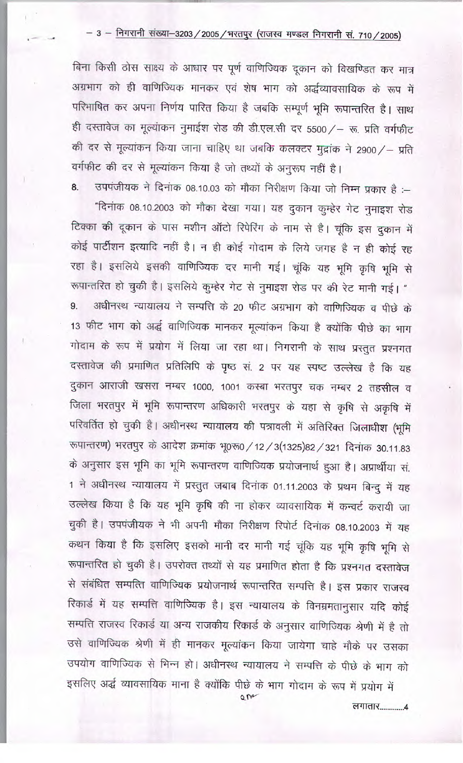बिना किसी ठोस साक्ष्य के आधार पर पूर्ण वाणिज्यिक दूकान को विखण्डित कर मात्र अग्रभाग को ही वाणिज्यिक मानकर एवं शेष भाग को अर्द्धव्यावसायिक के रूप में परिभाषित कर अपना निर्णय पारित किया है जबकि सम्पूर्ण भूमि रूपान्तरित है। साथ ही दस्तावेज का मूल्यांकन नुमाईश रोड की डी.एल.सी दर 5500/— रू. प्रति वर्गफीट की दर से मूल्यांकन किया जाना चाहिए था जबकि कलक्टर मुद्रांक ने 2900/— प्रति वर्गफीट की दर से मूल्यांकन किया है जो तथ्यों के अनुरूप नहीं है।

8. उपपंजीयक ने दिनांक 08.10.03 को मौका निरीक्षण किया जो निम्न प्रकार है :—

"दिनांक 08.10.2003 को मौका देखा गया। यह दुकान कुम्हेर गेट नुमाइश रोड टिक्का की दूकान के पास मशीन ऑटो रिपेरिंग के नाम से है। चूंकि इस दुकान में कोई पार्टीशन इत्यादि नहीं है। न ही कोई गोदाम के लिये जगह है न ही कोई रह रहा है। इसलिये इसकी वाणिज्यिक दर मानी गई। चूंकि यह भूमि कृषि भूमि से रूपान्तरित हो चुकी है। इसलिये कुम्हेर गेट से नुमाइश रोड पर की रेट मानी गई।"

9. अधीनस्थ न्यायालय ने सम्पत्ति के 20 फीट अग्रभाग को वाणिज्यिक व पीछे के 13 फीट भाग को अर्द्ध वाणिज्यिक मानकर मूल्यांकन किया है क्योंकि पीछे का भाग गोदाम के रूप में प्रयोग में लिया जा रहा था। निगरानी के साथ प्रस्तुत प्रश्नगत दस्तावेज की प्रमाणित प्रतिलिपि के पृष्ठ सं. 2 पर यह स्पष्ट उल्लेख है कि यह दुकान आराजी खसरा नम्बर 1000, 1001 कस्बा भरतपुर चक नम्बर 2 तहसील व जिला भरतपुर में भूमि रूपान्तरण अधिकारी भरतपुर के यहा से कृषि से अकृषि में परिवर्तित हो चुकी है। अधीनस्थ न्यायालय की पत्रावली में अतिरिक्त जिलाधीश (भूमि रूपान्तरण) भरतपुर के आदेश क्रमांक भू0रू0/12/3(1325)82/321 दिनांक 30.11.83 के अनुसार इस भूमि का भूमि रूपान्तरण वाणिज्यिक प्रयोजनार्थ हुआ है। अप्रार्थीया सं. 1 ने अधीनस्थ न्यायालय में प्रस्तुत जबाब दिनांक 01.11.2003 के प्रथम बिन्दु में यह उल्लेख किया है कि यह भूमि कृषि की ना होकर व्यावसायिक में कन्वर्ट करायी जा चुकी है। उपपंजीयक ने भी अपनी मौका निरीक्षण रिपोर्ट दिनांक 08.10.2003 में यह कथन किया है कि इसलिए इसको मानी दर मानी गई चूंकि यह भूमि कृषि भूमि से रूपान्तरित हो चुकी है। उपरोक्त तथ्यों से यह प्रमाणित होता है कि प्रश्नगत दस्तावेज से संबंधित सम्पत्ति वाणिज्यिक प्रयोजनार्थ रूपान्तरित सम्पत्ति है। इस प्रकार राजस्व रिकार्ड में यह सम्पत्ति वाणिज्यिक है। इस न्यायालय के विनम्रमतानुसार यदि कोई सम्पत्ति राजस्व रिकार्ड या अन्य राजकीय रिकार्ड के अनुसार वाणिज्यिक श्रेणी में है तो उसे वाणिज्यिक श्रेणी में ही मानकर मूल्यांकन किया जायेगा चाहे मौके पर उसका उपयोग वाणिज्यिक से भिन्न हो। अधीनस्थ न्यायालय ने सम्पत्ति के पीछे के भाग को इसलिए अर्द्ध व्यावसायिक माना है क्योंकि पीछे के भाग गोदाम के रूप में प्रयोग में

लगातार............4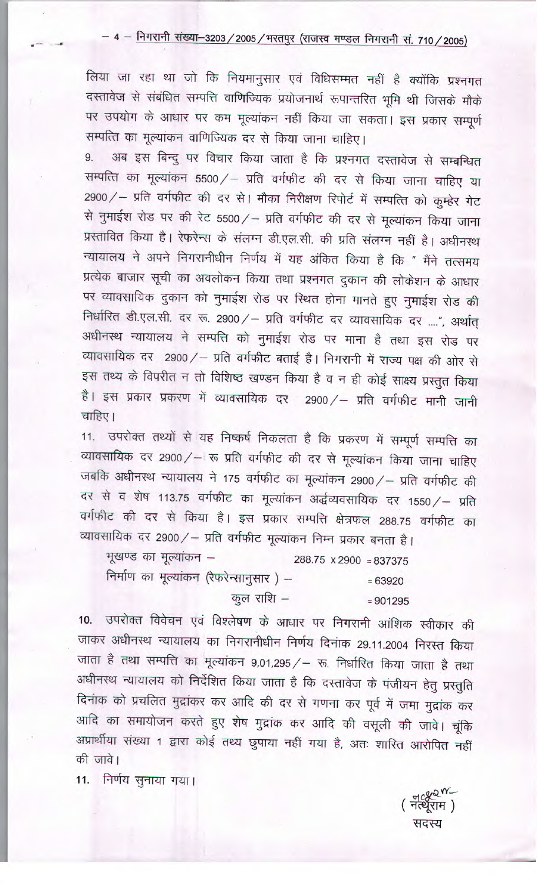लिया जा रहा था जो कि नियमानुसार एवं विधिसम्मत नहीं है क्योंकि प्रश्नगत दस्तावेज से संबंधित सम्पत्ति वाणिज्यिक प्रयोजनार्थ रूपान्तरित भूमि थी जिसके मौके पर उपयोग के आधार पर कम मूल्यांकन नहीं किया जा सकता। इस प्रकार सम्पूर्ण सम्पत्ति का मूल्यांकन वाणिज्यिक दर से किया जाना चाहिए।

9. अब इस बिन्दु पर विचार किया जाता है कि प्रश्नगत दस्तावेज से सम्बन्धित सम्पत्ति का मूल्यांकन 5500/– प्रति वर्गफीट की दर से किया जाना चाहिए या 2900/– प्रति वर्गफीट की दर से। मौका निरीक्षण रिपोर्ट में सम्पत्ति को कुम्हेर गेट से नुमाईश रोड पर की रेट 5500/– प्रति वर्गफीट की दर से मूल्यांकन किया जाना प्रस्तावित किया है। रेफरेन्स के संलग्न डी.एल.सी. की प्रति संलग्न नहीं है। अधीनस्थ न्यायालय ने अपने निगरानीधीन निर्णय में यह अंकित किया है कि " मैंने तत्समय प्रत्येक बाजार सूची का अवलोकन किया तथा प्रश्नगत दुकान की लोकेशन के आधार पर व्यावसायिक दुकान को नुमाईश रोड पर स्थित होना मानते हुए नुमाईश रोड की निर्धारित डी.एल.सी. दर रू. 2900/– प्रति वर्गफीट दर व्यावसायिक दर ....", अर्थात् अधीनस्थ न्यायालय ने सम्पत्ति को नुमाईश रोड पर माना है तथा इस रोड पर व्यावसायिक दर 2900/– प्रति वर्गफीट बताई है। निगरानी में राज्य पक्ष की ओर से इस तथ्य के विपरीत न तो विशिष्ट खण्डन किया है व न ही कोई साक्ष्य प्रस्तुत किया है। इस प्रकार प्रकरण में व्यावसायिक दर 2900/– प्रति वर्गफीट मानी जानी चाहिए।

11. उपरोक्त तथ्यों से यह निष्कर्ष निकलता है कि प्रकरण में सम्पूर्ण सम्पत्ति का व्यावसायिक दर 2900/– रू प्रति वर्गफीट की दर से मूल्यांकन किया जाना चाहिए जबकि अधीनस्थ न्यायालय ने 175 वर्गफीट का मूल्यांकन 2900/– प्रति वर्गफीट की दर से व शेष 113.75 वर्गफीट का मूल्यांकन अर्द्धव्यवसायिक दर 1550/– प्रति वर्गफीट की दर से किया है। इस प्रकार सम्पत्ति क्षेत्रफल 288.75 वर्गफीट का व्यावसायिक दर 2900/– प्रति वर्गफीट मूल्यांकन निम्न प्रकार बनता है।

| | | |
|---|---|---|
| भूखण्ड का मूल्यांकन – | 288.75 x 2900 | = 837375 |
| निर्माण का मूल्यांकन (रेफरेन्सानुसार) – | | = 63920 |
| कुल राशि – | | = 901295 |

10. उपरोक्त विवेचन एवं विश्लेषण के आधार पर निगरानी आंशिक स्वीकार की जाकर अधीनस्थ न्यायालय का निगरानीधीन निर्णय दिनांक 29.11.2004 निरस्त किया जाता है तथा सम्पत्ति का मूल्यांकन 9,01,295/– रू. निर्धारित किया जाता है तथा अधीनस्थ न्यायालय को निर्देशित किया जाता है कि दस्तावेज के पंजीयन हेतु प्रस्तुति दिनांक को प्रचलित मुद्रांकर कर आदि की दर से गणना कर पूर्व में जमा मुद्रांक कर आदि का समायोजन करते हुए शेष मुद्रांक कर आदि की वसूली की जावे। चूंकि अप्रार्थीया संख्या 1 द्वारा कोई तथ्य छुपाया नहीं गया है, अतः शास्ति आरोपित नहीं की जावे।

11. निर्णय सुनाया गया।

(नत्थूराम)
सदस्य